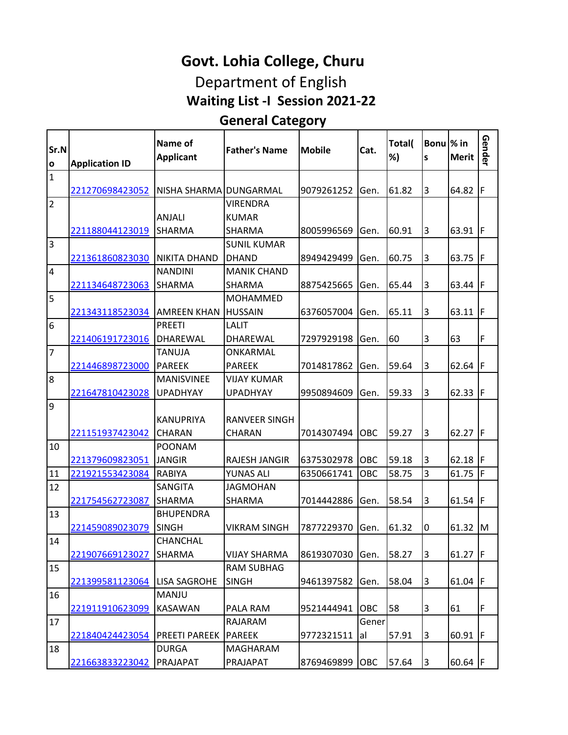# Govt. Lohia College, Churu

## Department of English

### Waiting List -I Session 2021-22

### General Category

| Sr.No | Application ID | Name of Applicant | Father's Name | Mobile | Cat. | Total(%) | Bonus | % in Merit | Gender |
|---|---|---|---|---|---|---|---|---|---|
| 1 | 221270698423052 | NISHA SHARMA | DUNGARMAL | 9079261252 | Gen. | 61.82 | 3 | 64.82 | F |
| 2 | 221188044123019 | ANJALI SHARMA | VIRENDRA KUMAR SHARMA | 8005996569 | Gen. | 60.91 | 3 | 63.91 | F |
| 3 | 221361860823030 | NIKITA DHAND | SUNIL KUMAR DHAND | 8949429499 | Gen. | 60.75 | 3 | 63.75 | F |
| 4 | 221134648723063 | NANDINI SHARMA | MANIK CHAND SHARMA | 8875425665 | Gen. | 65.44 | 3 | 63.44 | F |
| 5 | 221343118523034 | AMREEN KHAN | MOHAMMED HUSSAIN | 6376057004 | Gen. | 65.11 | 3 | 63.11 | F |
| 6 | 221406191723016 | PREETI DHAREWAL | LALIT DHAREWAL | 7297929198 | Gen. | 60 | 3 | 63 | F |
| 7 | 221446898723000 | TANUJA PAREEK | ONKARMAL PAREEK | 7014817862 | Gen. | 59.64 | 3 | 62.64 | F |
| 8 | 221647810423028 | MANISVINEE UPADHYAY | VIJAY KUMAR UPADHYAY | 9950894609 | Gen. | 59.33 | 3 | 62.33 | F |
| 9 | 221151937423042 | KANUPRIYA CHARAN | RANVEER SINGH CHARAN | 7014307494 | OBC | 59.27 | 3 | 62.27 | F |
| 10 | 221379609823051 | POONAM JANGIR | RAJESH JANGIR | 6375302978 | OBC | 59.18 | 3 | 62.18 | F |
| 11 | 221921553423084 | RABIYA | YUNAS ALI | 6350661741 | OBC | 58.75 | 3 | 61.75 | F |
| 12 | 221754562723087 | SANGITA SHARMA | JAGMOHAN SHARMA | 7014442886 | Gen. | 58.54 | 3 | 61.54 | F |
| 13 | 221459089023079 | BHUPENDRA SINGH | VIKRAM SINGH | 7877229370 | Gen. | 61.32 | 0 | 61.32 | M |
| 14 | 221907669123027 | CHANCHAL SHARMA | VIJAY SHARMA | 8619307030 | Gen. | 58.27 | 3 | 61.27 | F |
| 15 | 221399581123064 | LISA SAGROHE | RAM SUBHAG SINGH | 9461397582 | Gen. | 58.04 | 3 | 61.04 | F |
| 16 | 221911910623099 | MANJU KASAWAN | PALA RAM | 9521444941 | OBC | 58 | 3 | 61 | F |
| 17 | 221840424423054 | PREETI PAREEK | RAJARAM PAREEK | 9772321511 | General | 57.91 | 3 | 60.91 | F |
| 18 | 221663833223042 | DURGA PRAJAPAT | MAGHARAM PRAJAPAT | 8769469899 | OBC | 57.64 | 3 | 60.64 | F |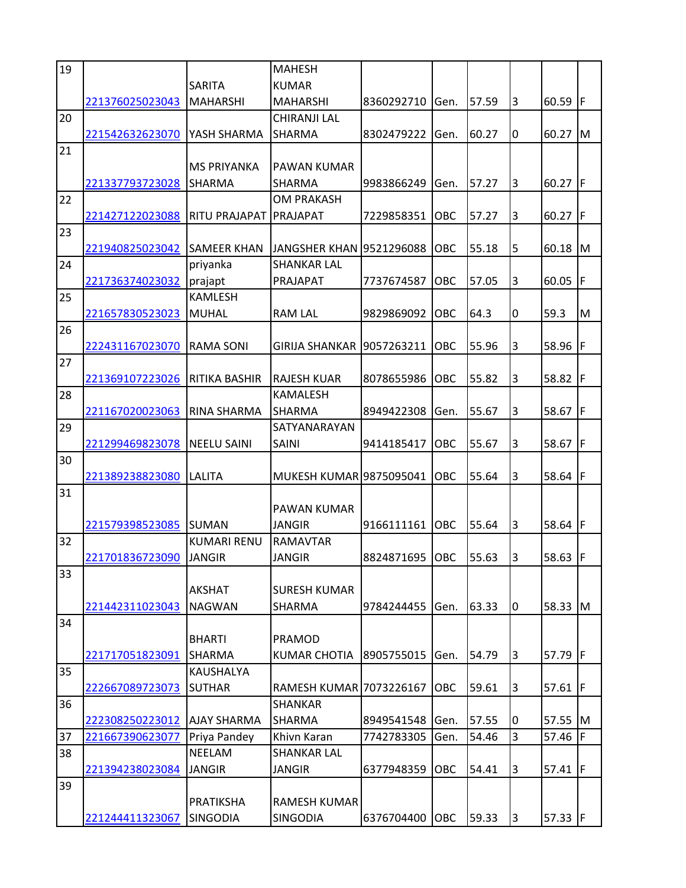| | | | | | | | | | |
|---|---|---|---|---|---|---|---|---|---|
| 19 | 221376025023043 | SARITA MAHARSHI | MAHESH KUMAR MAHARSHI | 8360292710 | Gen. | 57.59 | 3 | 60.59 | F |
| 20 | 221542632623070 | YASH SHARMA | CHIRANJI LAL SHARMA | 8302479222 | Gen. | 60.27 | 0 | 60.27 | M |
| 21 | 221337793723028 | MS PRIYANKA SHARMA | PAWAN KUMAR SHARMA | 9983866249 | Gen. | 57.27 | 3 | 60.27 | F |
| 22 | 221427122023088 | RITU PRAJAPAT | OM PRAKASH PRAJAPAT | 7229858351 | OBC | 57.27 | 3 | 60.27 | F |
| 23 | 221940825023042 | SAMEER KHAN | JANGSHER KHAN | 9521296088 | OBC | 55.18 | 5 | 60.18 | M |
| 24 | 221736374023032 | priyanka prajapt | SHANKAR LAL PRAJAPAT | 7737674587 | OBC | 57.05 | 3 | 60.05 | F |
| 25 | 221657830523023 | KAMLESH MUHAL | RAM LAL | 9829869092 | OBC | 64.3 | 0 | 59.3 | M |
| 26 | 222431167023070 | RAMA SONI | GIRIJA SHANKAR | 9057263211 | OBC | 55.96 | 3 | 58.96 | F |
| 27 | 221369107223026 | RITIKA BASHIR | RAJESH KUAR | 8078655986 | OBC | 55.82 | 3 | 58.82 | F |
| 28 | 221167020023063 | RINA SHARMA | KAMALESH SHARMA | 8949422308 | Gen. | 55.67 | 3 | 58.67 | F |
| 29 | 221299469823078 | NEELU SAINI | SATYANARAYAN SAINI | 9414185417 | OBC | 55.67 | 3 | 58.67 | F |
| 30 | 221389238823080 | LALITA | MUKESH KUMAR | 9875095041 | OBC | 55.64 | 3 | 58.64 | F |
| 31 | 221579398523085 | SUMAN | PAWAN KUMAR JANGIR | 9166111161 | OBC | 55.64 | 3 | 58.64 | F |
| 32 | 221701836723090 | KUMARI RENU JANGIR | RAMAVTAR JANGIR | 8824871695 | OBC | 55.63 | 3 | 58.63 | F |
| 33 | 221442311023043 | AKSHAT NAGWAN | SURESH KUMAR SHARMA | 9784244455 | Gen. | 63.33 | 0 | 58.33 | M |
| 34 | 221717051823091 | BHARTI SHARMA | PRAMOD KUMAR CHOTIA | 8905755015 | Gen. | 54.79 | 3 | 57.79 | F |
| 35 | 222667089723073 | KAUSHALYA SUTHAR | RAMESH KUMAR | 7073226167 | OBC | 59.61 | 3 | 57.61 | F |
| 36 | 222308250223012 | AJAY SHARMA | SHANKAR SHARMA | 8949541548 | Gen. | 57.55 | 0 | 57.55 | M |
| 37 | 221667390623077 | Priya Pandey | Khivn Karan | 7742783305 | Gen. | 54.46 | 3 | 57.46 | F |
| 38 | 221394238023084 | NEELAM JANGIR | SHANKAR LAL JANGIR | 6377948359 | OBC | 54.41 | 3 | 57.41 | F |
| 39 | 221244411323067 | PRATIKSHA SINGODIA | RAMESH KUMAR SINGODIA | 6376704400 | OBC | 59.33 | 3 | 57.33 | F |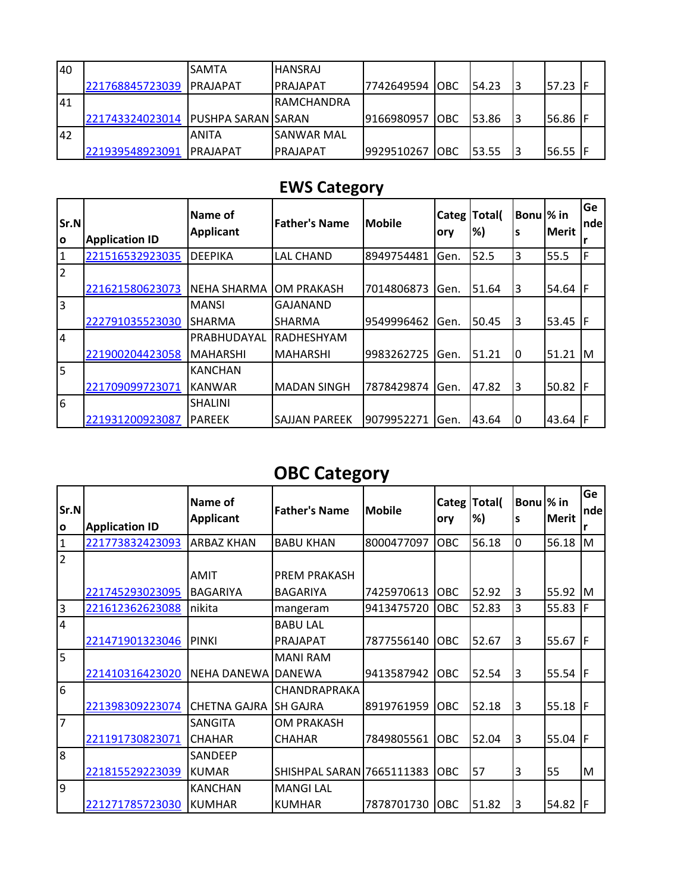| 40 | 221768845723039 | SAMTA PRAJAPAT | HANSRAJ PRAJAPAT | 7742649594 | OBC | 54.23 | 3 | 57.23 | F |
|---|---|---|---|---|---|---|---|---|---|
| 41 | 221743324023014 | PUSHPA SARAN | RAMCHANDRA SARAN | 9166980957 | OBC | 53.86 | 3 | 56.86 | F |
| 42 | 221939548923091 | ANITA PRAJAPAT | SANWAR MAL PRAJAPAT | 9929510267 | OBC | 53.55 | 3 | 56.55 | F |

## EWS Category

| Sr.No | Application ID | Name of Applicant | Father's Name | Mobile | Category | Total(%) | Bonus | % in Merit | Gender |
|---|---|---|---|---|---|---|---|---|---|
| 1 | 221516532923035 | DEEPIKA | LAL CHAND | 8949754481 | Gen. | 52.5 | 3 | 55.5 | F |
| 2 | 221621580623073 | NEHA SHARMA | OM PRAKASH | 7014806873 | Gen. | 51.64 | 3 | 54.64 | F |
| 3 | 222791035523030 | MANSI SHARMA | GAJANAND SHARMA | 9549996462 | Gen. | 50.45 | 3 | 53.45 | F |
| 4 | 221900204423058 | PRABHUDAYAL MAHARSHI | RADHESHYAM MAHARSHI | 9983262725 | Gen. | 51.21 | 0 | 51.21 | M |
| 5 | 221709099723071 | KANCHAN KANWAR | MADAN SINGH | 7878429874 | Gen. | 47.82 | 3 | 50.82 | F |
| 6 | 221931200923087 | SHALINI PAREEK | SAJJAN PAREEK | 9079952271 | Gen. | 43.64 | 0 | 43.64 | F |

## OBC Category

| Sr.No | Application ID | Name of Applicant | Father's Name | Mobile | Category | Total(%) | Bonus | % in Merit | Gender |
|---|---|---|---|---|---|---|---|---|---|
| 1 | 221773832423093 | ARBAZ KHAN | BABU KHAN | 8000477097 | OBC | 56.18 | 0 | 56.18 | M |
| 2 | 221745293023095 | AMIT BAGARIYA | PREM PRAKASH BAGARIYA | 7425970613 | OBC | 52.92 | 3 | 55.92 | M |
| 3 | 221612362623088 | nikita | mangeram | 9413475720 | OBC | 52.83 | 3 | 55.83 | F |
| 4 | 221471901323046 | PINKI | BABU LAL PRAJAPAT | 7877556140 | OBC | 52.67 | 3 | 55.67 | F |
| 5 | 221410316423020 | NEHA DANEWA | MANI RAM DANEWA | 9413587942 | OBC | 52.54 | 3 | 55.54 | F |
| 6 | 221398309223074 | CHETNA GAJRA | CHANDRAPRAKASH GAJRA | 8919761959 | OBC | 52.18 | 3 | 55.18 | F |
| 7 | 221191730823071 | SANGITA CHAHAR | OM PRAKASH CHAHAR | 7849805561 | OBC | 52.04 | 3 | 55.04 | F |
| 8 | 221815529223039 | SANDEEP KUMAR | SHISHPAL SARAN | 7665111383 | OBC | 57 | 3 | 55 | M |
| 9 | 221271785723030 | KANCHAN KUMHAR | MANGI LAL KUMHAR | 7878701730 | OBC | 51.82 | 3 | 54.82 | F |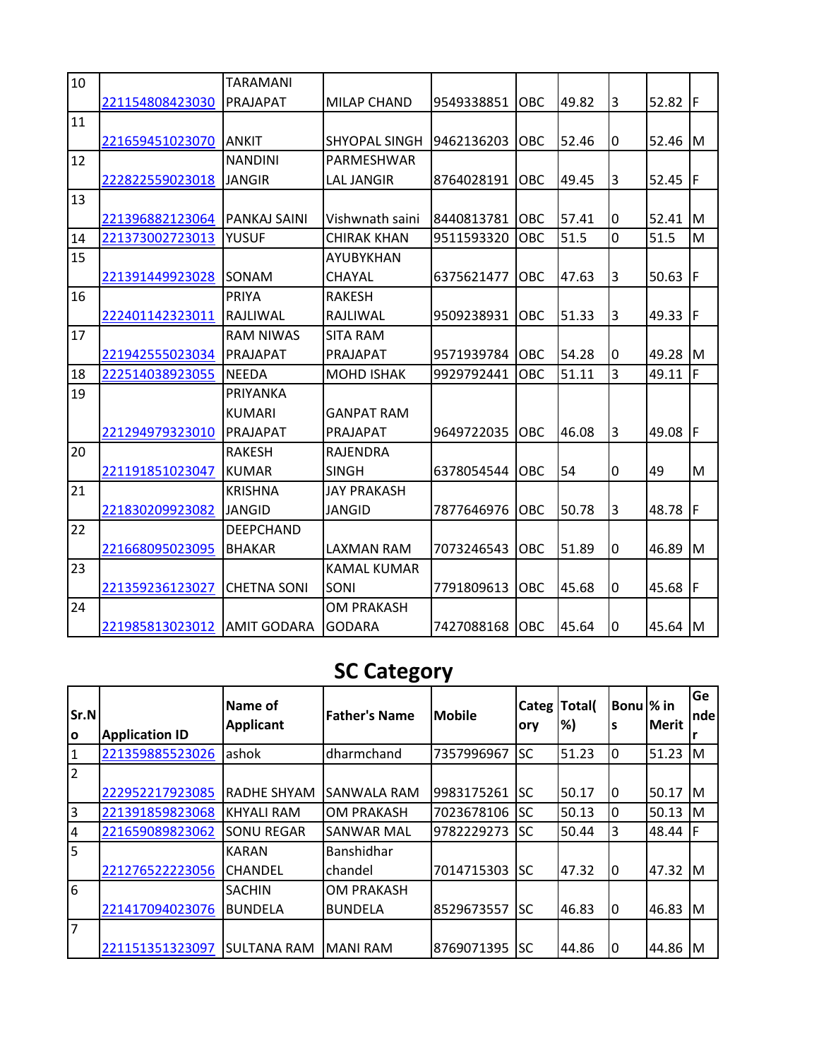| 10 | 221154808423030 | TARAMANI PRAJAPAT | MILAP CHAND | 9549338851 | OBC | 49.82 | 3 | 52.82 | F |
|---|---|---|---|---|---|---|---|---|---|
| 11 | 221659451023070 | ANKIT | SHYOPAL SINGH | 9462136203 | OBC | 52.46 | 0 | 52.46 | M |
| 12 | 222822559023018 | NANDINI JANGIR | PARMESHWAR LAL JANGIR | 8764028191 | OBC | 49.45 | 3 | 52.45 | F |
| 13 | 221396882123064 | PANKAJ SAINI | Vishwnath saini | 8440813781 | OBC | 57.41 | 0 | 52.41 | M |
| 14 | 221373002723013 | YUSUF | CHIRAK KHAN | 9511593320 | OBC | 51.5 | 0 | 51.5 | M |
| 15 | 221391449923028 | SONAM | AYUBYKHAN CHAYAL | 6375621477 | OBC | 47.63 | 3 | 50.63 | F |
| 16 | 222401142323011 | PRIYA RAJLIWAL | RAKESH RAJLIWAL | 9509238931 | OBC | 51.33 | 3 | 49.33 | F |
| 17 | 221942555023034 | RAM NIWAS PRAJAPAT | SITA RAM PRAJAPAT | 9571939784 | OBC | 54.28 | 0 | 49.28 | M |
| 18 | 222514038923055 | NEEDA | MOHD ISHAK | 9929792441 | OBC | 51.11 | 3 | 49.11 | F |
| 19 | 221294979323010 | PRIYANKA KUMARI PRAJAPAT | GANPAT RAM PRAJAPAT | 9649722035 | OBC | 46.08 | 3 | 49.08 | F |
| 20 | 221191851023047 | RAKESH KUMAR | RAJENDRA SINGH | 6378054544 | OBC | 54 | 0 | 49 | M |
| 21 | 221830209923082 | KRISHNA JANGID | JAY PRAKASH JANGID | 7877646976 | OBC | 50.78 | 3 | 48.78 | F |
| 22 | 221668095023095 | DEEPCHAND BHAKAR | LAXMAN RAM | 7073246543 | OBC | 51.89 | 0 | 46.89 | M |
| 23 | 221359236123027 | CHETNA SONI | KAMAL KUMAR SONI | 7791809613 | OBC | 45.68 | 0 | 45.68 | F |
| 24 | 221985813023012 | AMIT GODARA | OM PRAKASH GODARA | 7427088168 | OBC | 45.64 | 0 | 45.64 | M |

# SC Category

| Sr.No | Application ID | Name of Applicant | Father's Name | Mobile | Category | Total(%) | Bonus | % in Merit | Gender |
|---|---|---|---|---|---|---|---|---|---|
| 1 | 221359885523026 | ashok | dharmchand | 7357996967 | SC | 51.23 | 0 | 51.23 | M |
| 2 | 222952217923085 | RADHE SHYAM | SANWALA RAM | 9983175261 | SC | 50.17 | 0 | 50.17 | M |
| 3 | 221391859823068 | KHYALI RAM | OM PRAKASH | 7023678106 | SC | 50.13 | 0 | 50.13 | M |
| 4 | 221659089823062 | SONU REGAR | SANWAR MAL | 9782229273 | SC | 50.44 | 3 | 48.44 | F |
| 5 | 221276522223056 | KARAN CHANDEL | Banshidhar chandel | 7014715303 | SC | 47.32 | 0 | 47.32 | M |
| 6 | 221417094023076 | SACHIN BUNDELA | OM PRAKASH BUNDELA | 8529673557 | SC | 46.83 | 0 | 46.83 | M |
| 7 | 221151351323097 | SULTANA RAM | MANI RAM | 8769071395 | SC | 44.86 | 0 | 44.86 | M |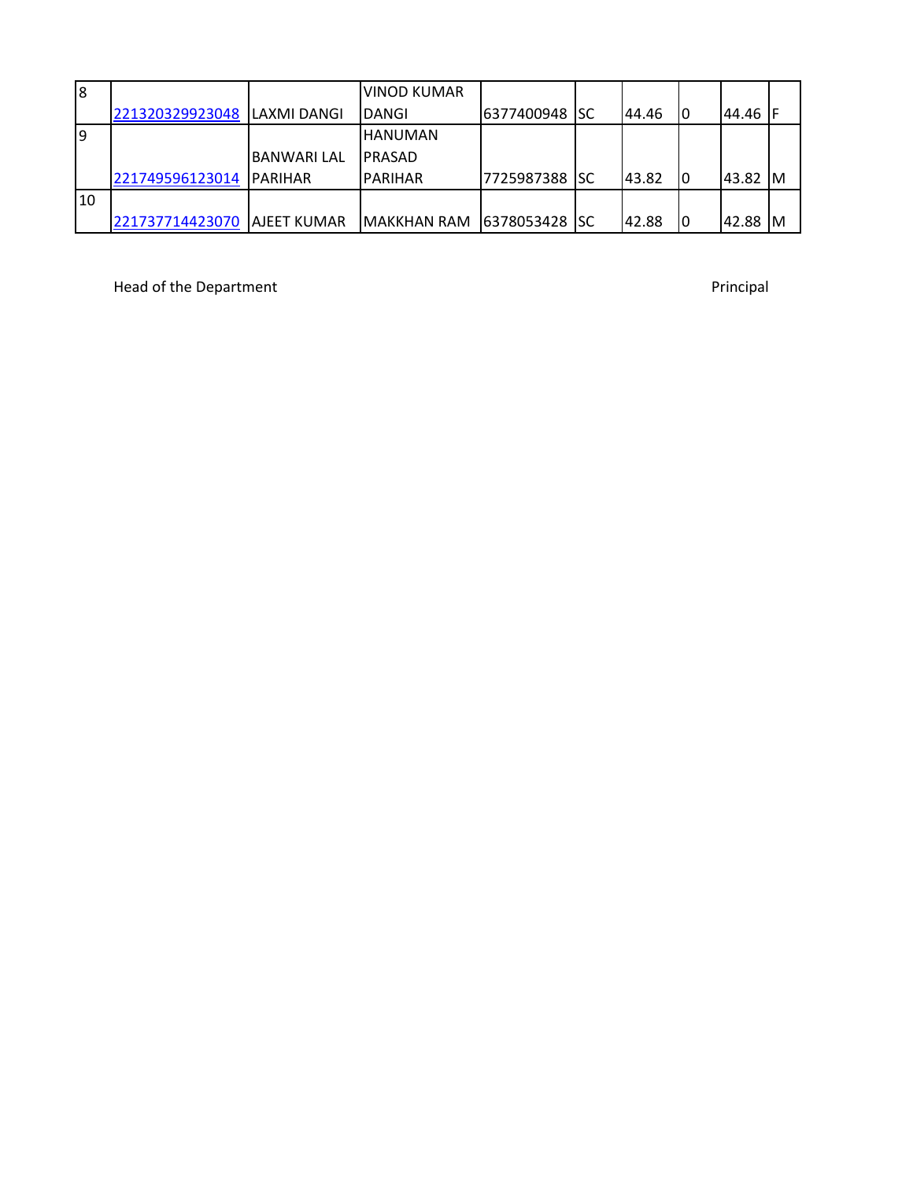| | | | | | | | | | |
|---|---|---|---|---|---|---|---|---|---|
| 8 | 221320329923048 | LAXMI DANGI | VINOD KUMAR DANGI | 6377400948 | SC | 44.46 | 0 | 44.46 | F |
| 9 | 221749596123014 | BANWARI LAL PARIHAR | HANUMAN PRASAD PARIHAR | 7725987388 | SC | 43.82 | 0 | 43.82 | M |
| 10 | 221737714423070 | AJEET KUMAR | MAKKHAN RAM | 6378053428 | SC | 42.88 | 0 | 42.88 | M |

Head of the Department

Principal